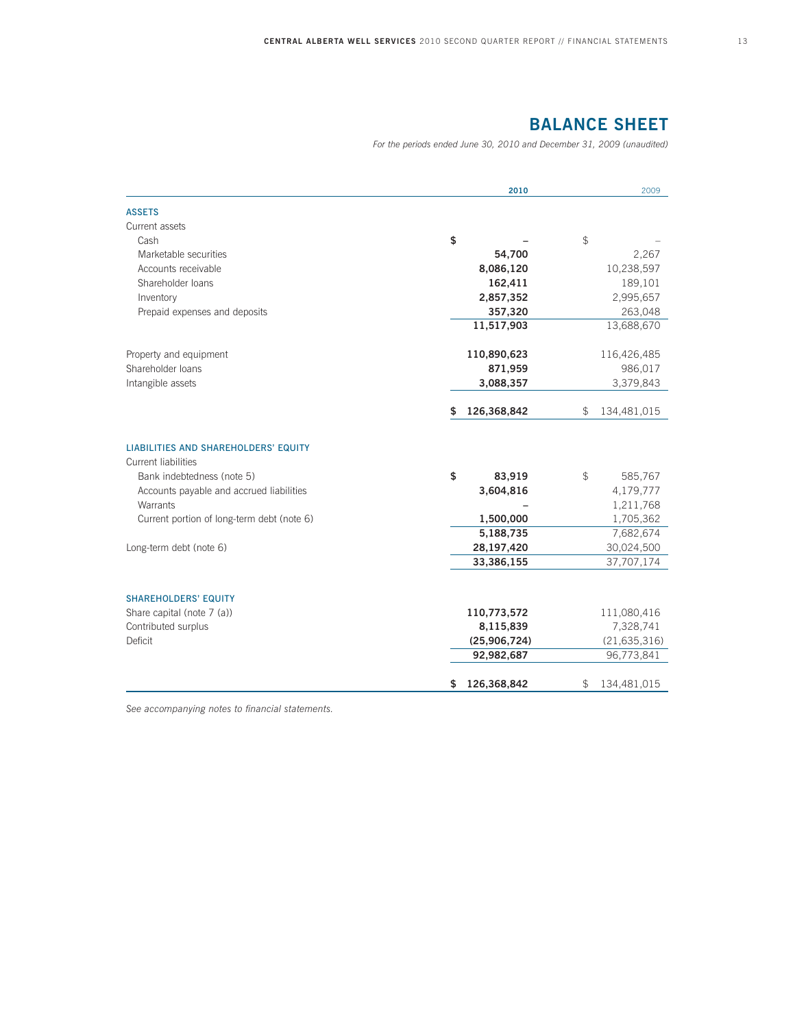# BALANCE SHEET

*For the periods ended June 30, 2010 and December 31, 2009 (unaudited)*

| | 2010 | 2009 |
|---|---|---|
| **ASSETS** | | |
| Current assets | | |
| Cash | $ – | $ – |
| Marketable securities | 54,700 | 2,267 |
| Accounts receivable | 8,086,120 | 10,238,597 |
| Shareholder loans | 162,411 | 189,101 |
| Inventory | 2,857,352 | 2,995,657 |
| Prepaid expenses and deposits | 357,320 | 263,048 |
| | 11,517,903 | 13,688,670 |
| Property and equipment | 110,890,623 | 116,426,485 |
| Shareholder loans | 871,959 | 986,017 |
| Intangible assets | 3,088,357 | 3,379,843 |
| | $ 126,368,842 | $ 134,481,015 |
| **LIABILITIES AND SHAREHOLDERS' EQUITY** | | |
| Current liabilities | | |
| Bank indebtedness (note 5) | $ 83,919 | $ 585,767 |
| Accounts payable and accrued liabilities | 3,604,816 | 4,179,777 |
| Warrants | – | 1,211,768 |
| Current portion of long-term debt (note 6) | 1,500,000 | 1,705,362 |
| | 5,188,735 | 7,682,674 |
| Long-term debt (note 6) | 28,197,420 | 30,024,500 |
| | 33,386,155 | 37,707,174 |
| **SHAREHOLDERS' EQUITY** | | |
| Share capital (note 7 (a)) | 110,773,572 | 111,080,416 |
| Contributed surplus | 8,115,839 | 7,328,741 |
| Deficit | (25,906,724) | (21,635,316) |
| | 92,982,687 | 96,773,841 |
| | $ 126,368,842 | $ 134,481,015 |

*See accompanying notes to financial statements.*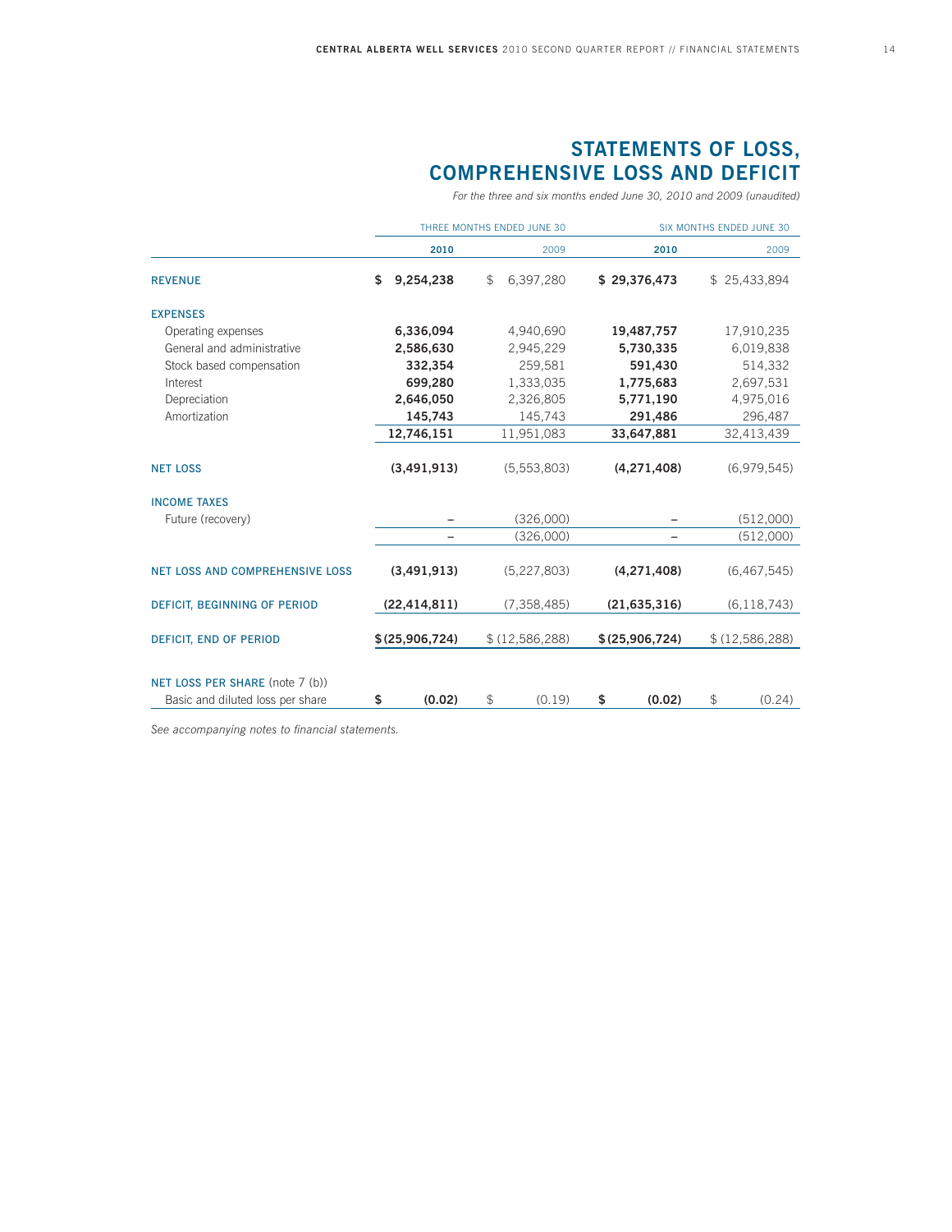# STATEMENTS OF LOSS, COMPREHENSIVE LOSS AND DEFICIT

*For the three and six months ended June 30, 2010 and 2009 (unaudited)*

| | THREE MONTHS ENDED JUNE 30 | | SIX MONTHS ENDED JUNE 30 | |
|---|---|---|---|---|
| | **2010** | 2009 | **2010** | 2009 |
| **REVENUE** | **$ 9,254,238** | $ 6,397,280 | **$ 29,376,473** | $ 25,433,894 |
| **EXPENSES** | | | | |
| Operating expenses | **6,336,094** | 4,940,690 | **19,487,757** | 17,910,235 |
| General and administrative | **2,586,630** | 2,945,229 | **5,730,335** | 6,019,838 |
| Stock based compensation | **332,354** | 259,581 | **591,430** | 514,332 |
| Interest | **699,280** | 1,333,035 | **1,775,683** | 2,697,531 |
| Depreciation | **2,646,050** | 2,326,805 | **5,771,190** | 4,975,016 |
| Amortization | **145,743** | 145,743 | **291,486** | 296,487 |
| | **12,746,151** | 11,951,083 | **33,647,881** | 32,413,439 |
| **NET LOSS** | **(3,491,913)** | (5,553,803) | **(4,271,408)** | (6,979,545) |
| **INCOME TAXES** | | | | |
| Future (recovery) | **–** | (326,000) | **–** | (512,000) |
| | **–** | (326,000) | **–** | (512,000) |
| **NET LOSS AND COMPREHENSIVE LOSS** | **(3,491,913)** | (5,227,803) | **(4,271,408)** | (6,467,545) |
| **DEFICIT, BEGINNING OF PERIOD** | **(22,414,811)** | (7,358,485) | **(21,635,316)** | (6,118,743) |
| **DEFICIT, END OF PERIOD** | **$ (25,906,724)** | $ (12,586,288) | **$ (25,906,724)** | $ (12,586,288) |
| **NET LOSS PER SHARE** (note 7 (b)) | | | | |
| Basic and diluted loss per share | **$ (0.02)** | $ (0.19) | **$ (0.02)** | $ (0.24) |

*See accompanying notes to financial statements.*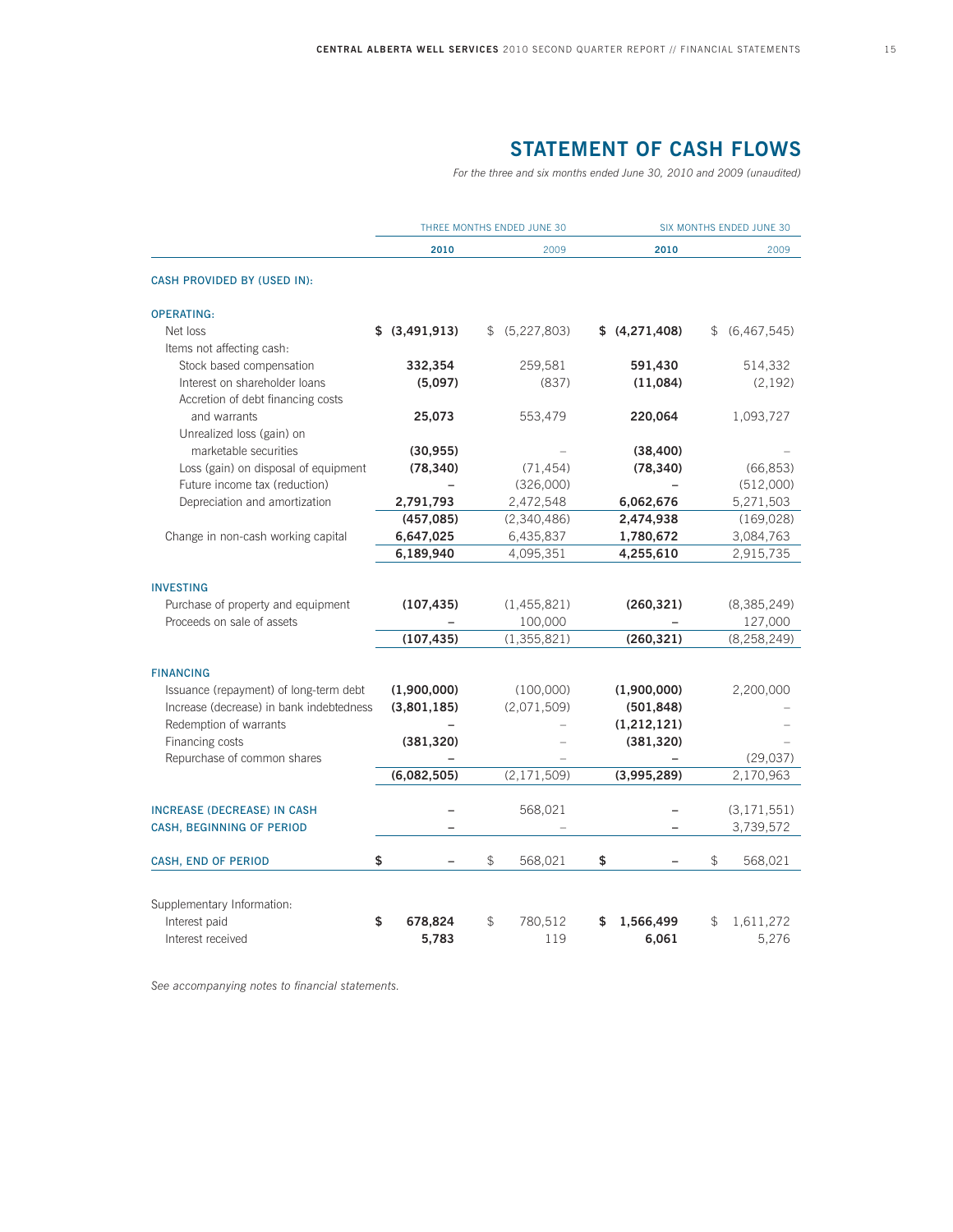# STATEMENT OF CASH FLOWS

*For the three and six months ended June 30, 2010 and 2009 (unaudited)*

| | THREE MONTHS ENDED JUNE 30 | | SIX MONTHS ENDED JUNE 30 | |
|---|---|---|---|---|
| | **2010** | 2009 | **2010** | 2009 |
| **CASH PROVIDED BY (USED IN):** | | | | |
| **OPERATING:** | | | | |
| Net loss | **$ (3,491,913)** | $ (5,227,803) | **$ (4,271,408)** | $ (6,467,545) |
| Items not affecting cash: | | | | |
| Stock based compensation | **332,354** | 259,581 | **591,430** | 514,332 |
| Interest on shareholder loans | **(5,097)** | (837) | **(11,084)** | (2,192) |
| Accretion of debt financing costs and warrants | **25,073** | 553,479 | **220,064** | 1,093,727 |
| Unrealized loss (gain) on marketable securities | **(30,955)** | – | **(38,400)** | – |
| Loss (gain) on disposal of equipment | **(78,340)** | (71,454) | **(78,340)** | (66,853) |
| Future income tax (reduction) | **–** | (326,000) | **–** | (512,000) |
| Depreciation and amortization | **2,791,793** | 2,472,548 | **6,062,676** | 5,271,503 |
| | **(457,085)** | (2,340,486) | **2,474,938** | (169,028) |
| Change in non-cash working capital | **6,647,025** | 6,435,837 | **1,780,672** | 3,084,763 |
| | **6,189,940** | 4,095,351 | **4,255,610** | 2,915,735 |
| **INVESTING** | | | | |
| Purchase of property and equipment | **(107,435)** | (1,455,821) | **(260,321)** | (8,385,249) |
| Proceeds on sale of assets | **–** | 100,000 | **–** | 127,000 |
| | **(107,435)** | (1,355,821) | **(260,321)** | (8,258,249) |
| **FINANCING** | | | | |
| Issuance (repayment) of long-term debt | **(1,900,000)** | (100,000) | **(1,900,000)** | 2,200,000 |
| Increase (decrease) in bank indebtedness | **(3,801,185)** | (2,071,509) | **(501,848)** | – |
| Redemption of warrants | **–** | – | **(1,212,121)** | – |
| Financing costs | **(381,320)** | – | **(381,320)** | – |
| Repurchase of common shares | **–** | – | **–** | (29,037) |
| | **(6,082,505)** | (2,171,509) | **(3,995,289)** | 2,170,963 |
| **INCREASE (DECREASE) IN CASH** | **–** | 568,021 | **–** | (3,171,551) |
| **CASH, BEGINNING OF PERIOD** | **–** | – | **–** | 3,739,572 |
| **CASH, END OF PERIOD** | **$ –** | $ 568,021 | **$ –** | $ 568,021 |
| Supplementary Information: | | | | |
| Interest paid | **$ 678,824** | $ 780,512 | **$ 1,566,499** | $ 1,611,272 |
| Interest received | **5,783** | 119 | **6,061** | 5,276 |

*See accompanying notes to financial statements.*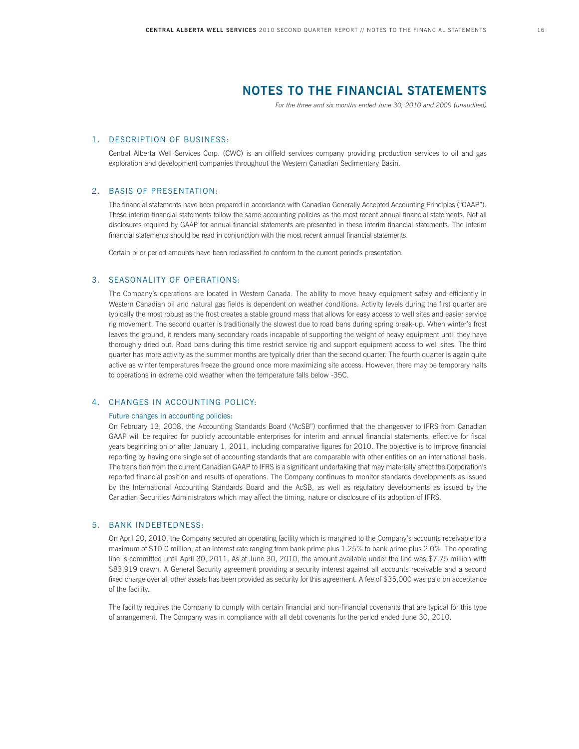# NOTES TO THE FINANCIAL STATEMENTS

*For the three and six months ended June 30, 2010 and 2009 (unaudited)*

## 1. DESCRIPTION OF BUSINESS:

Central Alberta Well Services Corp. (CWC) is an oilfield services company providing production services to oil and gas exploration and development companies throughout the Western Canadian Sedimentary Basin.

## 2. BASIS OF PRESENTATION:

The financial statements have been prepared in accordance with Canadian Generally Accepted Accounting Principles ("GAAP"). These interim financial statements follow the same accounting policies as the most recent annual financial statements. Not all disclosures required by GAAP for annual financial statements are presented in these interim financial statements. The interim financial statements should be read in conjunction with the most recent annual financial statements.

Certain prior period amounts have been reclassified to conform to the current period's presentation.

## 3. SEASONALITY OF OPERATIONS:

The Company's operations are located in Western Canada. The ability to move heavy equipment safely and efficiently in Western Canadian oil and natural gas fields is dependent on weather conditions. Activity levels during the first quarter are typically the most robust as the frost creates a stable ground mass that allows for easy access to well sites and easier service rig movement. The second quarter is traditionally the slowest due to road bans during spring break-up. When winter's frost leaves the ground, it renders many secondary roads incapable of supporting the weight of heavy equipment until they have thoroughly dried out. Road bans during this time restrict service rig and support equipment access to well sites. The third quarter has more activity as the summer months are typically drier than the second quarter. The fourth quarter is again quite active as winter temperatures freeze the ground once more maximizing site access. However, there may be temporary halts to operations in extreme cold weather when the temperature falls below -35C.

## 4. CHANGES IN ACCOUNTING POLICY:

### Future changes in accounting policies:

On February 13, 2008, the Accounting Standards Board ("AcSB") confirmed that the changeover to IFRS from Canadian GAAP will be required for publicly accountable enterprises for interim and annual financial statements, effective for fiscal years beginning on or after January 1, 2011, including comparative figures for 2010. The objective is to improve financial reporting by having one single set of accounting standards that are comparable with other entities on an international basis. The transition from the current Canadian GAAP to IFRS is a significant undertaking that may materially affect the Corporation's reported financial position and results of operations. The Company continues to monitor standards developments as issued by the International Accounting Standards Board and the AcSB, as well as regulatory developments as issued by the Canadian Securities Administrators which may affect the timing, nature or disclosure of its adoption of IFRS.

## 5. BANK INDEBTEDNESS:

On April 20, 2010, the Company secured an operating facility which is margined to the Company's accounts receivable to a maximum of $10.0 million, at an interest rate ranging from bank prime plus 1.25% to bank prime plus 2.0%. The operating line is committed until April 30, 2011. As at June 30, 2010, the amount available under the line was $7.75 million with $83,919 drawn. A General Security agreement providing a security interest against all accounts receivable and a second fixed charge over all other assets has been provided as security for this agreement. A fee of $35,000 was paid on acceptance of the facility.

The facility requires the Company to comply with certain financial and non-financial covenants that are typical for this type of arrangement. The Company was in compliance with all debt covenants for the period ended June 30, 2010.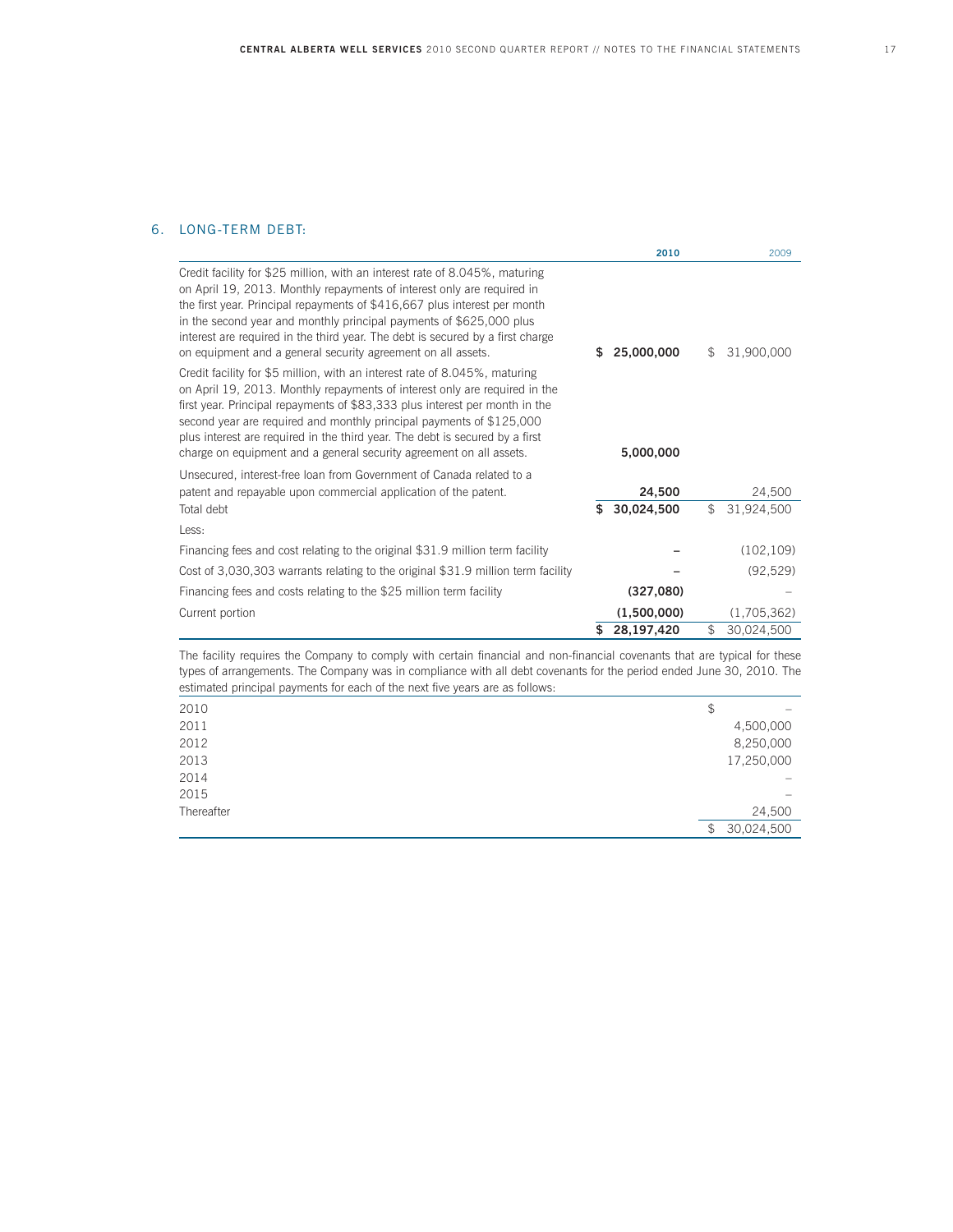## 6. LONG-TERM DEBT:

| | 2010 | 2009 |
|---|---|---|
| Credit facility for $25 million, with an interest rate of 8.045%, maturing on April 19, 2013. Monthly repayments of interest only are required in the first year. Principal repayments of $416,667 plus interest per month in the second year and monthly principal payments of $625,000 plus interest are required in the third year. The debt is secured by a first charge on equipment and a general security agreement on all assets. | **$ 25,000,000** | $ 31,900,000 |
| Credit facility for $5 million, with an interest rate of 8.045%, maturing on April 19, 2013. Monthly repayments of interest only are required in the first year. Principal repayments of $83,333 plus interest per month in the second year are required and monthly principal payments of $125,000 plus interest are required in the third year. The debt is secured by a first charge on equipment and a general security agreement on all assets. | **5,000,000** | |
| Unsecured, interest-free loan from Government of Canada related to a patent and repayable upon commercial application of the patent. | **24,500** | 24,500 |
| Total debt | **$ 30,024,500** | $ 31,924,500 |
| Less: | | |
| Financing fees and cost relating to the original $31.9 million term facility | **–** | (102,109) |
| Cost of 3,030,303 warrants relating to the original $31.9 million term facility | **–** | (92,529) |
| Financing fees and costs relating to the $25 million term facility | **(327,080)** | – |
| Current portion | **(1,500,000)** | (1,705,362) |
| | **$ 28,197,420** | $ 30,024,500 |

The facility requires the Company to comply with certain financial and non-financial covenants that are typical for these types of arrangements. The Company was in compliance with all debt covenants for the period ended June 30, 2010. The estimated principal payments for each of the next five years are as follows:

| | |
|---|---|
| 2010 | $ – |
| 2011 | 4,500,000 |
| 2012 | 8,250,000 |
| 2013 | 17,250,000 |
| 2014 | – |
| 2015 | – |
| Thereafter | 24,500 |
| | $ 30,024,500 |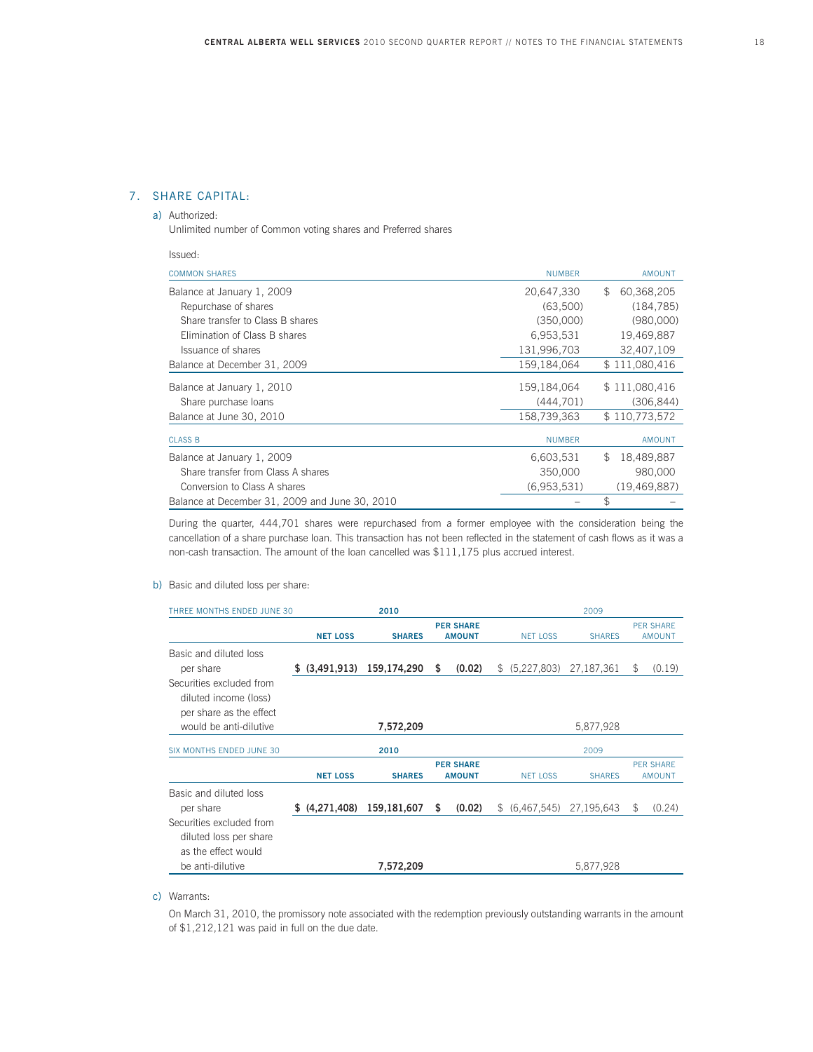## 7. SHARE CAPITAL:

a) Authorized:

Unlimited number of Common voting shares and Preferred shares

Issued:

| COMMON SHARES | NUMBER | AMOUNT |
|---|---|---|
| Balance at January 1, 2009 | 20,647,330 | $ 60,368,205 |
| Repurchase of shares | (63,500) | (184,785) |
| Share transfer to Class B shares | (350,000) | (980,000) |
| Elimination of Class B shares | 6,953,531 | 19,469,887 |
| Issuance of shares | 131,996,703 | 32,407,109 |
| Balance at December 31, 2009 | 159,184,064 | $ 111,080,416 |
| Balance at January 1, 2010 | 159,184,064 | $ 111,080,416 |
| Share purchase loans | (444,701) | (306,844) |
| Balance at June 30, 2010 | 158,739,363 | $ 110,773,572 |

| CLASS B | NUMBER | AMOUNT |
|---|---|---|
| Balance at January 1, 2009 | 6,603,531 | $ 18,489,887 |
| Share transfer from Class A shares | 350,000 | 980,000 |
| Conversion to Class A shares | (6,953,531) | (19,469,887) |
| Balance at December 31, 2009 and June 30, 2010 | – | $ – |

During the quarter, 444,701 shares were repurchased from a former employee with the consideration being the cancellation of a share purchase loan. This transaction has not been reflected in the statement of cash flows as it was a non-cash transaction. The amount of the loan cancelled was $111,175 plus accrued interest.

b) Basic and diluted loss per share:

| THREE MONTHS ENDED JUNE 30 | 2010 | | | 2009 | | |
|---|---|---|---|---|---|---|
| | **NET LOSS** | **SHARES** | **PER SHARE AMOUNT** | NET LOSS | SHARES | PER SHARE AMOUNT |
| Basic and diluted loss per share | **$ (3,491,913)** | **159,174,290** | **$ (0.02)** | $ (5,227,803) | 27,187,361 | $ (0.19) |
| Securities excluded from diluted income (loss) per share as the effect would be anti-dilutive | | **7,572,209** | | | 5,877,928 | |

| SIX MONTHS ENDED JUNE 30 | 2010 | | | 2009 | | |
|---|---|---|---|---|---|---|
| | **NET LOSS** | **SHARES** | **PER SHARE AMOUNT** | NET LOSS | SHARES | PER SHARE AMOUNT |
| Basic and diluted loss per share | **$ (4,271,408)** | **159,181,607** | **$ (0.02)** | $ (6,467,545) | 27,195,643 | $ (0.24) |
| Securities excluded from diluted loss per share as the effect would be anti-dilutive | | **7,572,209** | | | 5,877,928 | |

c) Warrants:

On March 31, 2010, the promissory note associated with the redemption previously outstanding warrants in the amount of $1,212,121 was paid in full on the due date.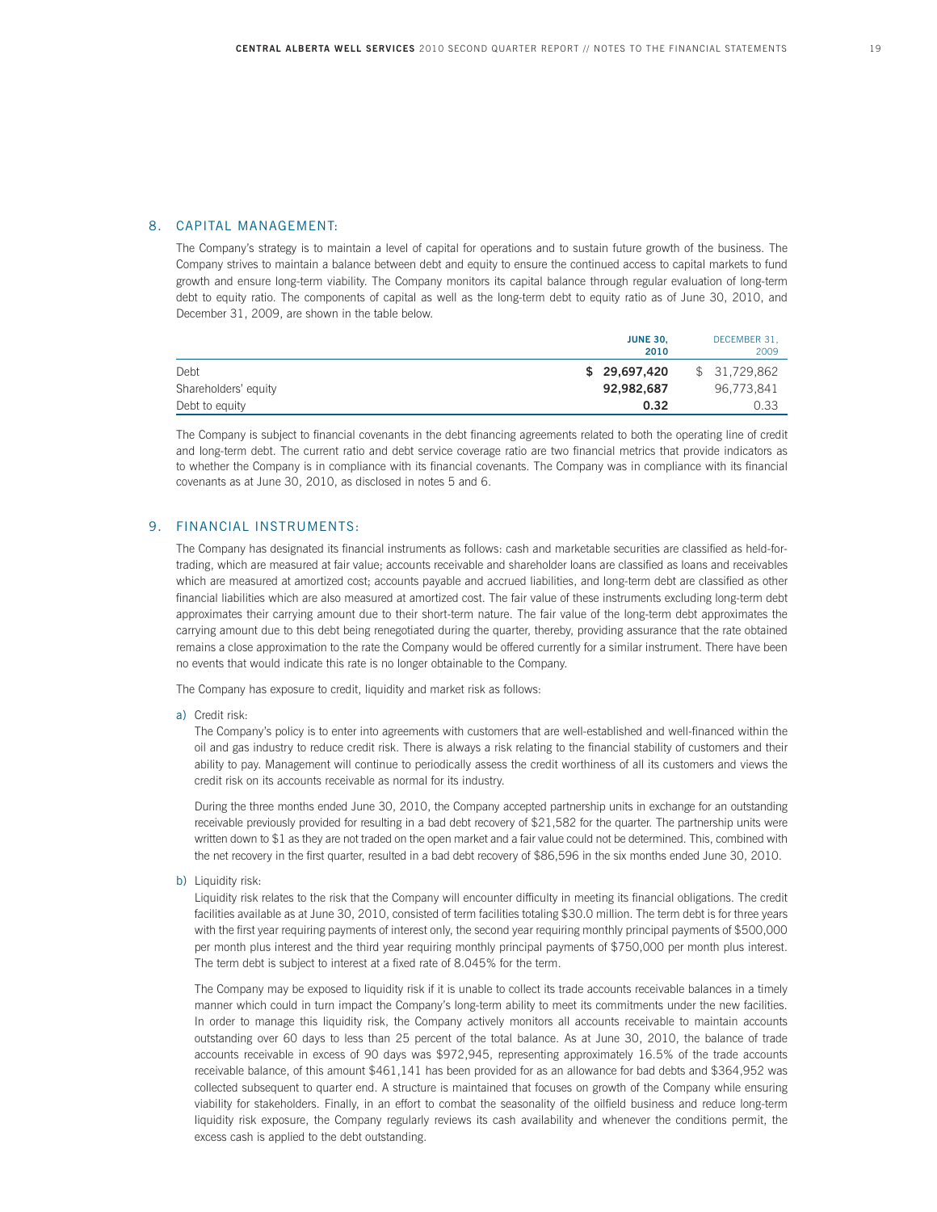## 8. CAPITAL MANAGEMENT:

The Company's strategy is to maintain a level of capital for operations and to sustain future growth of the business. The Company strives to maintain a balance between debt and equity to ensure the continued access to capital markets to fund growth and ensure long-term viability. The Company monitors its capital balance through regular evaluation of long-term debt to equity ratio. The components of capital as well as the long-term debt to equity ratio as of June 30, 2010, and December 31, 2009, are shown in the table below.

| | **JUNE 30, 2010** | DECEMBER 31, 2009 |
|---|---|---|
| Debt | **$ 29,697,420** | $ 31,729,862 |
| Shareholders' equity | **92,982,687** | 96,773,841 |
| Debt to equity | **0.32** | 0.33 |

The Company is subject to financial covenants in the debt financing agreements related to both the operating line of credit and long-term debt. The current ratio and debt service coverage ratio are two financial metrics that provide indicators as to whether the Company is in compliance with its financial covenants. The Company was in compliance with its financial covenants as at June 30, 2010, as disclosed in notes 5 and 6.

## 9. FINANCIAL INSTRUMENTS:

The Company has designated its financial instruments as follows: cash and marketable securities are classified as held-for-trading, which are measured at fair value; accounts receivable and shareholder loans are classified as loans and receivables which are measured at amortized cost; accounts payable and accrued liabilities, and long-term debt are classified as other financial liabilities which are also measured at amortized cost. The fair value of these instruments excluding long-term debt approximates their carrying amount due to their short-term nature. The fair value of the long-term debt approximates the carrying amount due to this debt being renegotiated during the quarter, thereby, providing assurance that the rate obtained remains a close approximation to the rate the Company would be offered currently for a similar instrument. There have been no events that would indicate this rate is no longer obtainable to the Company.

The Company has exposure to credit, liquidity and market risk as follows:

a) Credit risk:

The Company's policy is to enter into agreements with customers that are well-established and well-financed within the oil and gas industry to reduce credit risk. There is always a risk relating to the financial stability of customers and their ability to pay. Management will continue to periodically assess the credit worthiness of all its customers and views the credit risk on its accounts receivable as normal for its industry.

During the three months ended June 30, 2010, the Company accepted partnership units in exchange for an outstanding receivable previously provided for resulting in a bad debt recovery of $21,582 for the quarter. The partnership units were written down to $1 as they are not traded on the open market and a fair value could not be determined. This, combined with the net recovery in the first quarter, resulted in a bad debt recovery of $86,596 in the six months ended June 30, 2010.

b) Liquidity risk:

Liquidity risk relates to the risk that the Company will encounter difficulty in meeting its financial obligations. The credit facilities available as at June 30, 2010, consisted of term facilities totaling $30.0 million. The term debt is for three years with the first year requiring payments of interest only, the second year requiring monthly principal payments of $500,000 per month plus interest and the third year requiring monthly principal payments of $750,000 per month plus interest. The term debt is subject to interest at a fixed rate of 8.045% for the term.

The Company may be exposed to liquidity risk if it is unable to collect its trade accounts receivable balances in a timely manner which could in turn impact the Company's long-term ability to meet its commitments under the new facilities. In order to manage this liquidity risk, the Company actively monitors all accounts receivable to maintain accounts outstanding over 60 days to less than 25 percent of the total balance. As at June 30, 2010, the balance of trade accounts receivable in excess of 90 days was $972,945, representing approximately 16.5% of the trade accounts receivable balance, of this amount $461,141 has been provided for as an allowance for bad debts and $364,952 was collected subsequent to quarter end. A structure is maintained that focuses on growth of the Company while ensuring viability for stakeholders. Finally, in an effort to combat the seasonality of the oilfield business and reduce long-term liquidity risk exposure, the Company regularly reviews its cash availability and whenever the conditions permit, the excess cash is applied to the debt outstanding.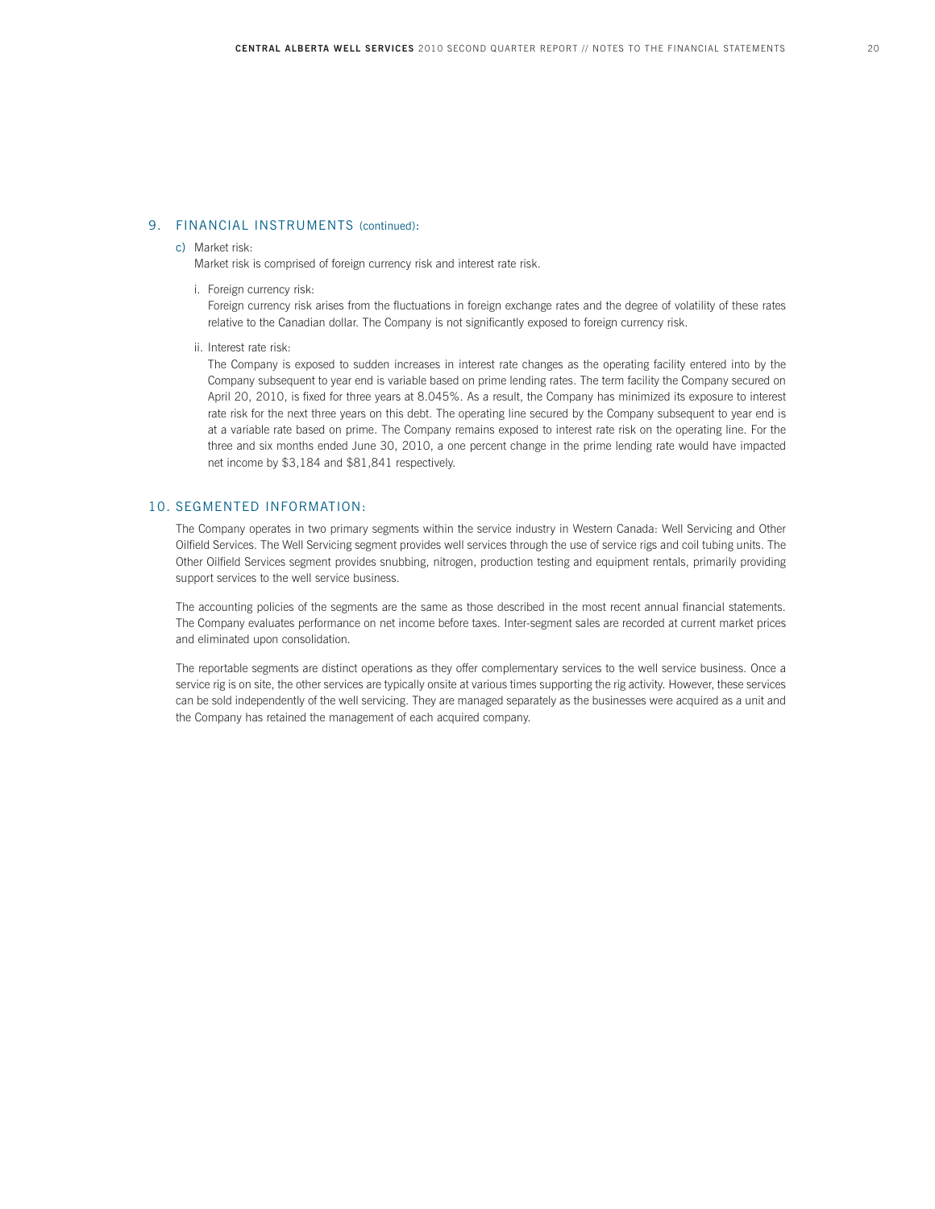## 9. FINANCIAL INSTRUMENTS (continued):

c) Market risk:

Market risk is comprised of foreign currency risk and interest rate risk.

i. Foreign currency risk:

Foreign currency risk arises from the fluctuations in foreign exchange rates and the degree of volatility of these rates relative to the Canadian dollar. The Company is not significantly exposed to foreign currency risk.

ii. Interest rate risk:

The Company is exposed to sudden increases in interest rate changes as the operating facility entered into by the Company subsequent to year end is variable based on prime lending rates. The term facility the Company secured on April 20, 2010, is fixed for three years at 8.045%. As a result, the Company has minimized its exposure to interest rate risk for the next three years on this debt. The operating line secured by the Company subsequent to year end is at a variable rate based on prime. The Company remains exposed to interest rate risk on the operating line. For the three and six months ended June 30, 2010, a one percent change in the prime lending rate would have impacted net income by $3,184 and $81,841 respectively.

## 10. SEGMENTED INFORMATION:

The Company operates in two primary segments within the service industry in Western Canada: Well Servicing and Other Oilfield Services. The Well Servicing segment provides well services through the use of service rigs and coil tubing units. The Other Oilfield Services segment provides snubbing, nitrogen, production testing and equipment rentals, primarily providing support services to the well service business.

The accounting policies of the segments are the same as those described in the most recent annual financial statements. The Company evaluates performance on net income before taxes. Inter-segment sales are recorded at current market prices and eliminated upon consolidation.

The reportable segments are distinct operations as they offer complementary services to the well service business. Once a service rig is on site, the other services are typically onsite at various times supporting the rig activity. However, these services can be sold independently of the well servicing. They are managed separately as the businesses were acquired as a unit and the Company has retained the management of each acquired company.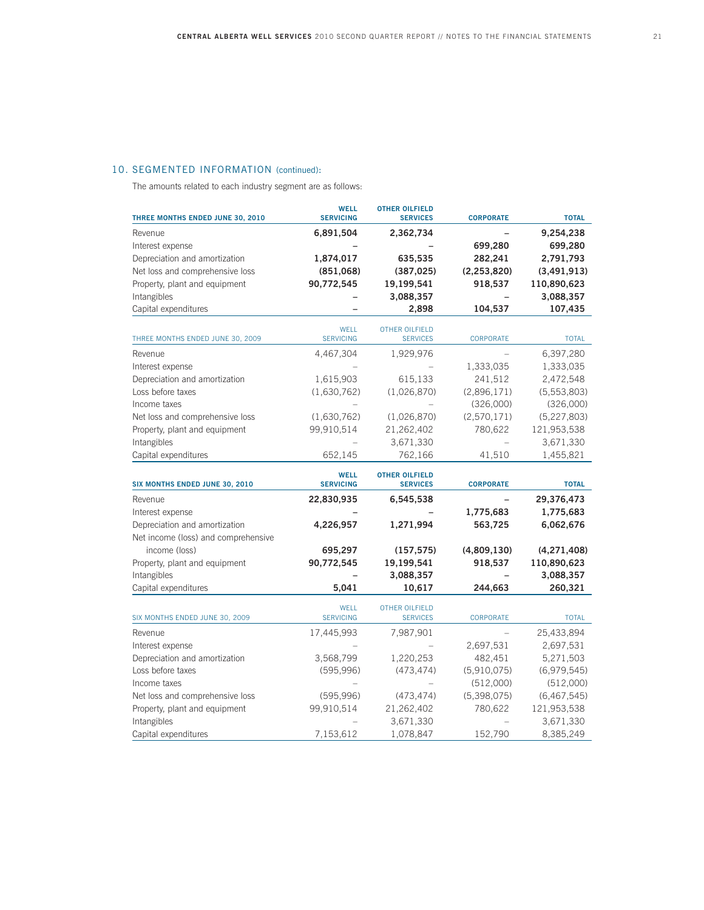## 10. SEGMENTED INFORMATION (continued):

The amounts related to each industry segment are as follows:

| THREE MONTHS ENDED JUNE 30, 2010 | WELL SERVICING | OTHER OILFIELD SERVICES | CORPORATE | TOTAL |
|---|---|---|---|---|
| Revenue | **6,891,504** | **2,362,734** | **–** | **9,254,238** |
| Interest expense | **–** | **–** | **699,280** | **699,280** |
| Depreciation and amortization | **1,874,017** | **635,535** | **282,241** | **2,791,793** |
| Net loss and comprehensive loss | **(851,068)** | **(387,025)** | **(2,253,820)** | **(3,491,913)** |
| Property, plant and equipment | **90,772,545** | **19,199,541** | **918,537** | **110,890,623** |
| Intangibles | **–** | **3,088,357** | **–** | **3,088,357** |
| Capital expenditures | **–** | **2,898** | **104,537** | **107,435** |

| THREE MONTHS ENDED JUNE 30, 2009 | WELL SERVICING | OTHER OILFIELD SERVICES | CORPORATE | TOTAL |
|---|---|---|---|---|
| Revenue | 4,467,304 | 1,929,976 | – | 6,397,280 |
| Interest expense | – | – | 1,333,035 | 1,333,035 |
| Depreciation and amortization | 1,615,903 | 615,133 | 241,512 | 2,472,548 |
| Loss before taxes | (1,630,762) | (1,026,870) | (2,896,171) | (5,553,803) |
| Income taxes | – | – | (326,000) | (326,000) |
| Net loss and comprehensive loss | (1,630,762) | (1,026,870) | (2,570,171) | (5,227,803) |
| Property, plant and equipment | 99,910,514 | 21,262,402 | 780,622 | 121,953,538 |
| Intangibles | – | 3,671,330 | – | 3,671,330 |
| Capital expenditures | 652,145 | 762,166 | 41,510 | 1,455,821 |

| SIX MONTHS ENDED JUNE 30, 2010 | WELL SERVICING | OTHER OILFIELD SERVICES | CORPORATE | TOTAL |
|---|---|---|---|---|
| Revenue | **22,830,935** | **6,545,538** | **–** | **29,376,473** |
| Interest expense | **–** | **–** | **1,775,683** | **1,775,683** |
| Depreciation and amortization | **4,226,957** | **1,271,994** | **563,725** | **6,062,676** |
| Net income (loss) and comprehensive income (loss) | **695,297** | **(157,575)** | **(4,809,130)** | **(4,271,408)** |
| Property, plant and equipment | **90,772,545** | **19,199,541** | **918,537** | **110,890,623** |
| Intangibles | **–** | **3,088,357** | **–** | **3,088,357** |
| Capital expenditures | **5,041** | **10,617** | **244,663** | **260,321** |

| SIX MONTHS ENDED JUNE 30, 2009 | WELL SERVICING | OTHER OILFIELD SERVICES | CORPORATE | TOTAL |
|---|---|---|---|---|
| Revenue | 17,445,993 | 7,987,901 | – | 25,433,894 |
| Interest expense | – | – | 2,697,531 | 2,697,531 |
| Depreciation and amortization | 3,568,799 | 1,220,253 | 482,451 | 5,271,503 |
| Loss before taxes | (595,996) | (473,474) | (5,910,075) | (6,979,545) |
| Income taxes | – | – | (512,000) | (512,000) |
| Net loss and comprehensive loss | (595,996) | (473,474) | (5,398,075) | (6,467,545) |
| Property, plant and equipment | 99,910,514 | 21,262,402 | 780,622 | 121,953,538 |
| Intangibles | – | 3,671,330 | – | 3,671,330 |
| Capital expenditures | 7,153,612 | 1,078,847 | 152,790 | 8,385,249 |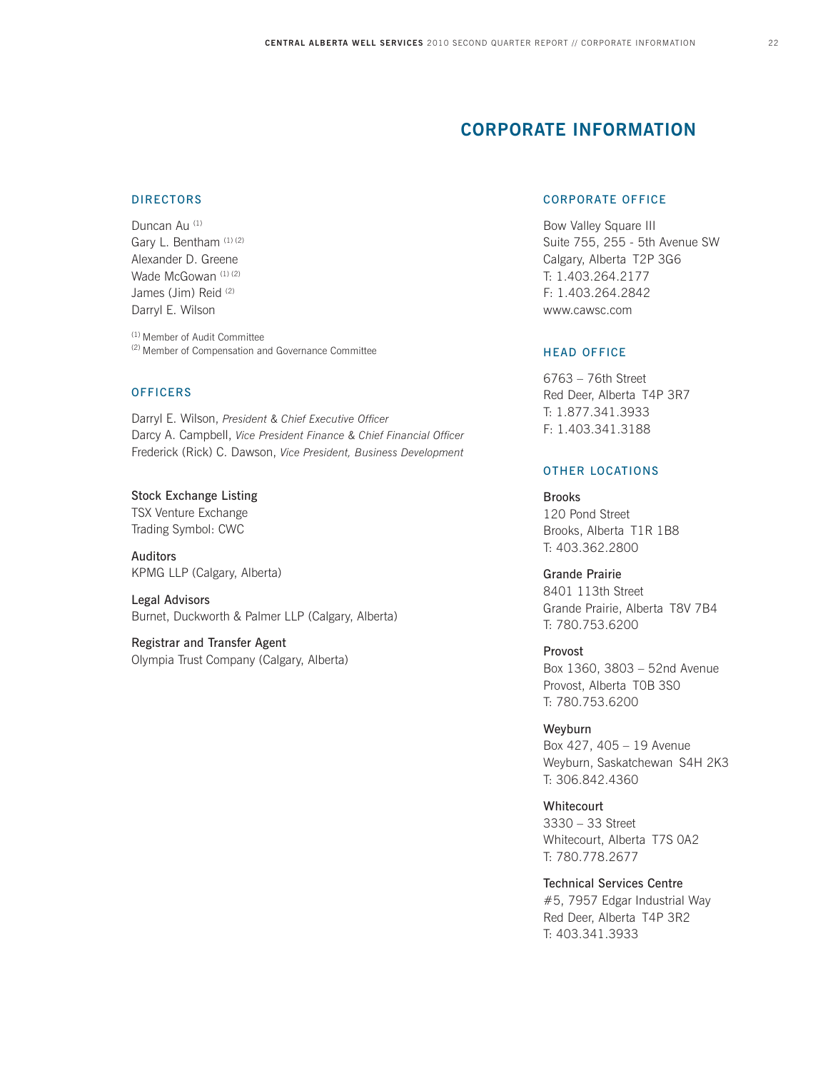# CORPORATE INFORMATION

## DIRECTORS

Duncan Au [1]
Gary L. Bentham [1] [2]
Alexander D. Greene
Wade McGowan [1] [2]
James (Jim) Reid [2]
Darryl E. Wilson

[1] Member of Audit Committee
[2] Member of Compensation and Governance Committee

## OFFICERS

Darryl E. Wilson, *President & Chief Executive Officer*
Darcy A. Campbell, *Vice President Finance & Chief Financial Officer*
Frederick (Rick) C. Dawson, *Vice President, Business Development*

**Stock Exchange Listing**
TSX Venture Exchange
Trading Symbol: CWC

**Auditors**
KPMG LLP (Calgary, Alberta)

**Legal Advisors**
Burnet, Duckworth & Palmer LLP (Calgary, Alberta)

**Registrar and Transfer Agent**
Olympia Trust Company (Calgary, Alberta)

## CORPORATE OFFICE

Bow Valley Square III
Suite 755, 255 - 5th Avenue SW
Calgary, Alberta T2P 3G6
T: 1.403.264.2177
F: 1.403.264.2842
www.cawsc.com

## HEAD OFFICE

6763 – 76th Street
Red Deer, Alberta T4P 3R7
T: 1.877.341.3933
F: 1.403.341.3188

## OTHER LOCATIONS

**Brooks**
120 Pond Street
Brooks, Alberta T1R 1B8
T: 403.362.2800

**Grande Prairie**
8401 113th Street
Grande Prairie, Alberta T8V 7B4
T: 780.753.6200

**Provost**
Box 1360, 3803 – 52nd Avenue
Provost, Alberta T0B 3S0
T: 780.753.6200

**Weyburn**
Box 427, 405 – 19 Avenue
Weyburn, Saskatchewan S4H 2K3
T: 306.842.4360

**Whitecourt**
3330 – 33 Street
Whitecourt, Alberta T7S 0A2
T: 780.778.2677

**Technical Services Centre**
#5, 7957 Edgar Industrial Way
Red Deer, Alberta T4P 3R2
T: 403.341.3933